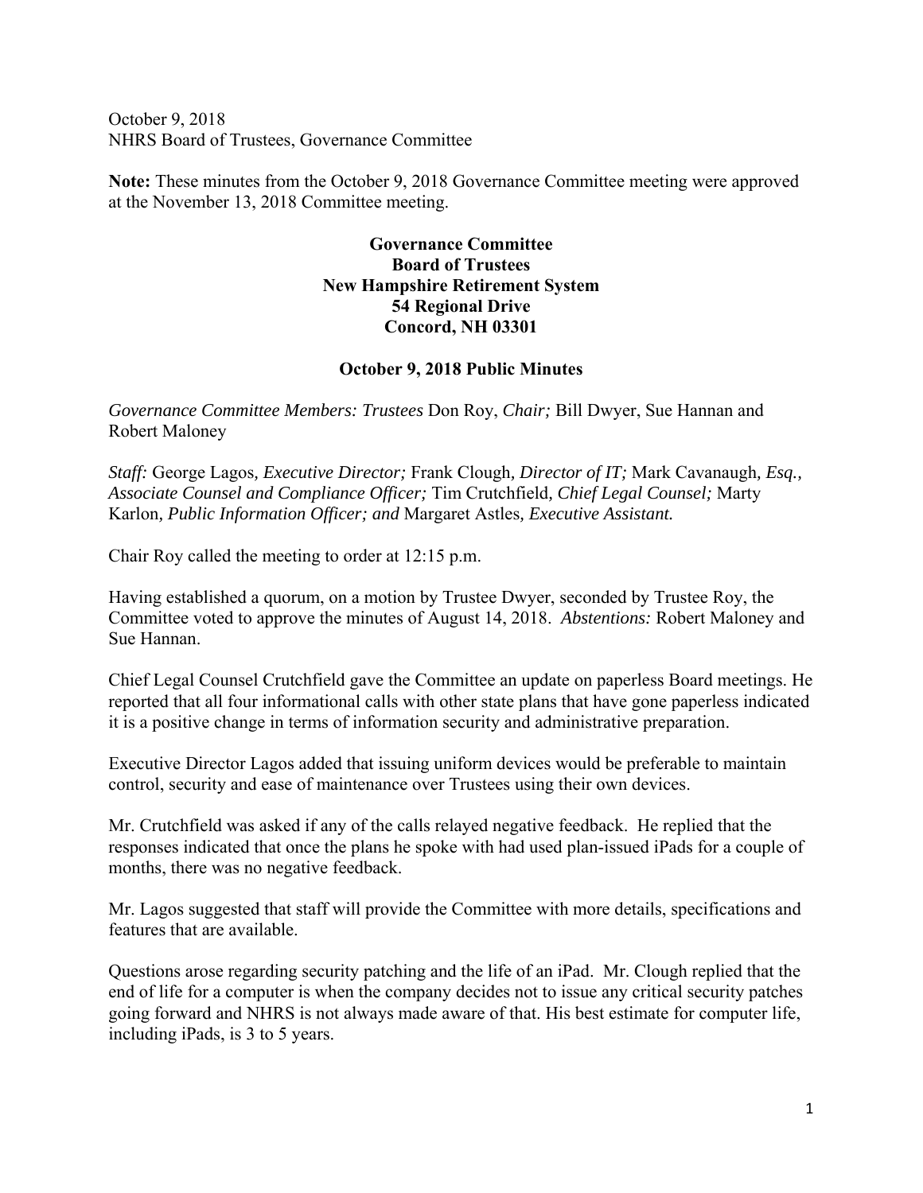October 9, 2018
NHRS Board of Trustees, Governance Committee

**Note:** These minutes from the October 9, 2018 Governance Committee meeting were approved at the November 13, 2018 Committee meeting.

**Governance Committee**
**Board of Trustees**
**New Hampshire Retirement System**
**54 Regional Drive**
**Concord, NH 03301**

**October 9, 2018 Public Minutes**

*Governance Committee Members: Trustees* Don Roy, *Chair;* Bill Dwyer, Sue Hannan and Robert Maloney

*Staff:* George Lagos, *Executive Director;* Frank Clough, *Director of IT;* Mark Cavanaugh, *Esq., Associate Counsel and Compliance Officer;* Tim Crutchfield, *Chief Legal Counsel;* Marty Karlon, *Public Information Officer; and* Margaret Astles, *Executive Assistant.*

Chair Roy called the meeting to order at 12:15 p.m.

Having established a quorum, on a motion by Trustee Dwyer, seconded by Trustee Roy, the Committee voted to approve the minutes of August 14, 2018. *Abstentions:* Robert Maloney and Sue Hannan.

Chief Legal Counsel Crutchfield gave the Committee an update on paperless Board meetings. He reported that all four informational calls with other state plans that have gone paperless indicated it is a positive change in terms of information security and administrative preparation.

Executive Director Lagos added that issuing uniform devices would be preferable to maintain control, security and ease of maintenance over Trustees using their own devices.

Mr. Crutchfield was asked if any of the calls relayed negative feedback. He replied that the responses indicated that once the plans he spoke with had used plan-issued iPads for a couple of months, there was no negative feedback.

Mr. Lagos suggested that staff will provide the Committee with more details, specifications and features that are available.

Questions arose regarding security patching and the life of an iPad. Mr. Clough replied that the end of life for a computer is when the company decides not to issue any critical security patches going forward and NHRS is not always made aware of that. His best estimate for computer life, including iPads, is 3 to 5 years.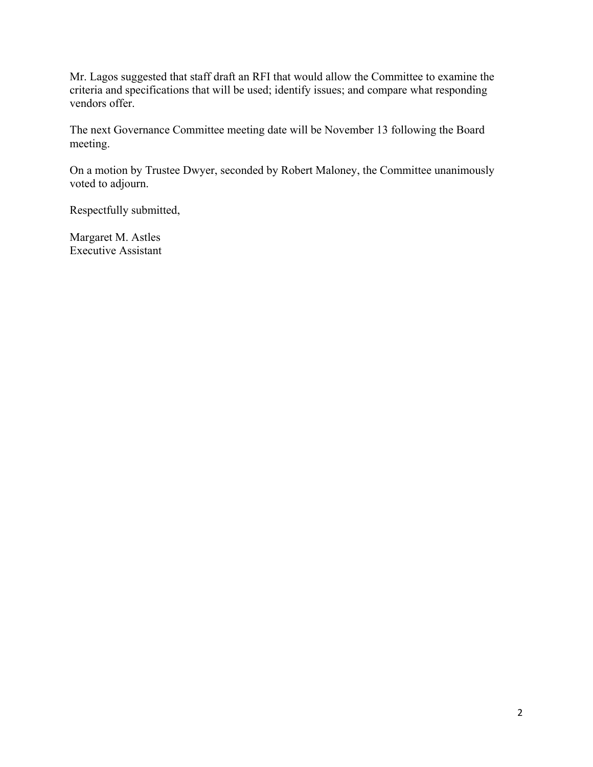Mr. Lagos suggested that staff draft an RFI that would allow the Committee to examine the criteria and specifications that will be used; identify issues; and compare what responding vendors offer.

The next Governance Committee meeting date will be November 13 following the Board meeting.

On a motion by Trustee Dwyer, seconded by Robert Maloney, the Committee unanimously voted to adjourn.

Respectfully submitted,

Margaret M. Astles
Executive Assistant